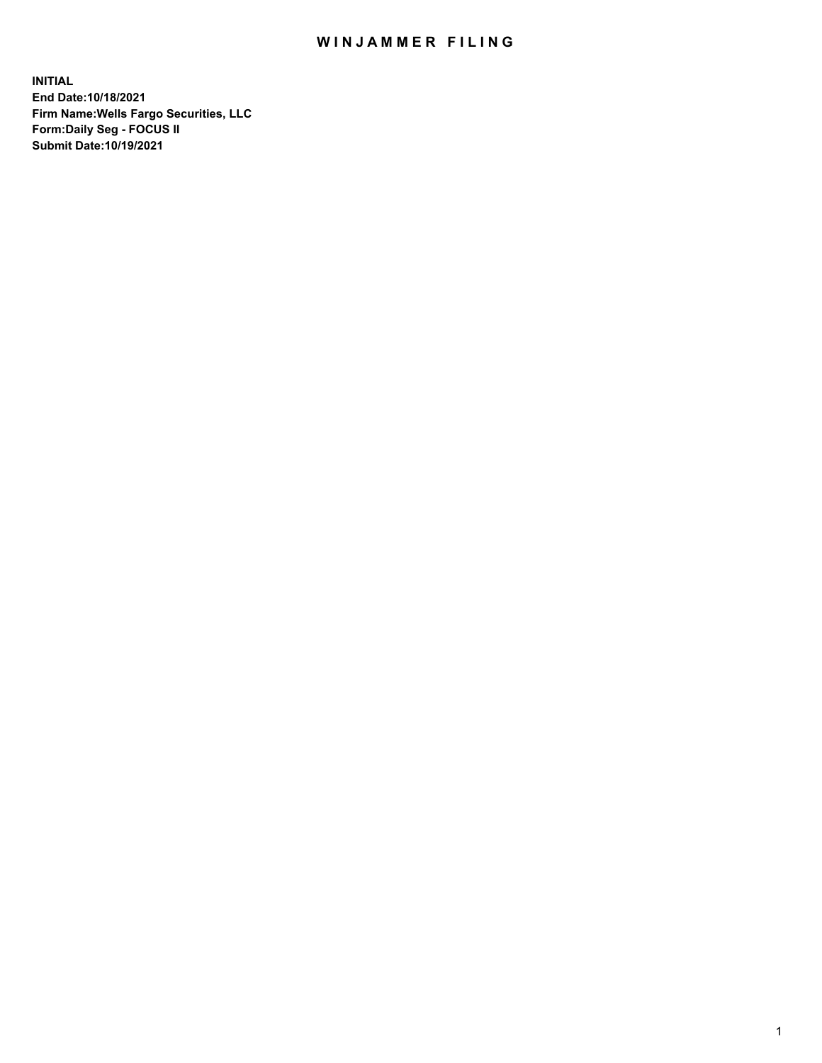# WINJAMMER FILING

**INITIAL**
**End Date:10/18/2021**
**Firm Name:Wells Fargo Securities, LLC**
**Form:Daily Seg - FOCUS II**
**Submit Date:10/19/2021**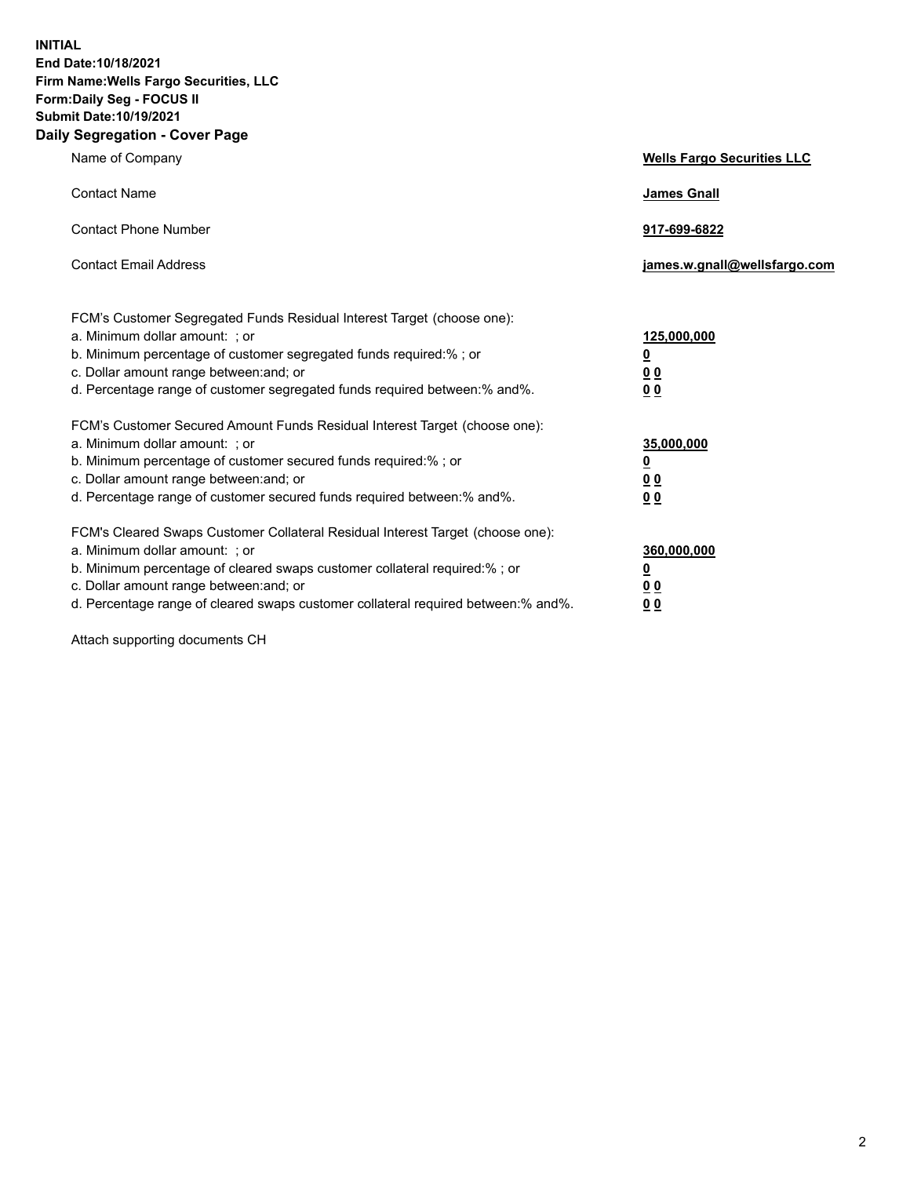**INITIAL**
**End Date:10/18/2021**
**Firm Name:Wells Fargo Securities, LLC**
**Form:Daily Seg - FOCUS II**
**Submit Date:10/19/2021**

## Daily Segregation - Cover Page

| | |
|---|---|
| Name of Company | **Wells Fargo Securities LLC** |
| Contact Name | **James Gnall** |
| Contact Phone Number | **917-699-6822** |
| Contact Email Address | **james.w.gnall@wellsfargo.com** |

| | |
|---|---|
| FCM's Customer Segregated Funds Residual Interest Target (choose one): | |
| a. Minimum dollar amount: ; or | **125,000,000** |
| b. Minimum percentage of customer segregated funds required:% ; or | **0** |
| c. Dollar amount range between:and; or | **0 0** |
| d. Percentage range of customer segregated funds required between:% and%. | **0 0** |
| FCM's Customer Secured Amount Funds Residual Interest Target (choose one): | |
| a. Minimum dollar amount: ; or | **35,000,000** |
| b. Minimum percentage of customer secured funds required:% ; or | **0** |
| c. Dollar amount range between:and; or | **0 0** |
| d. Percentage range of customer secured funds required between:% and%. | **0 0** |
| FCM's Cleared Swaps Customer Collateral Residual Interest Target (choose one): | |
| a. Minimum dollar amount: ; or | **360,000,000** |
| b. Minimum percentage of cleared swaps customer collateral required:% ; or | **0** |
| c. Dollar amount range between:and; or | **0 0** |
| d. Percentage range of cleared swaps customer collateral required between:% and%. | **0 0** |

Attach supporting documents CH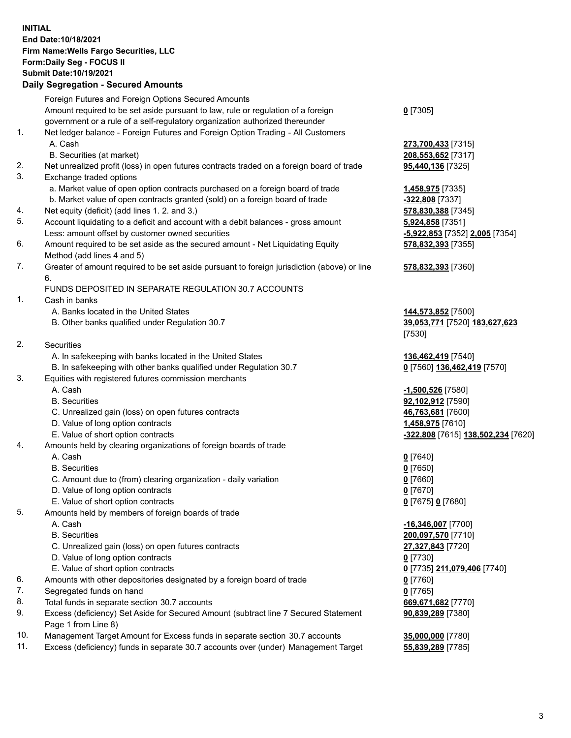**INITIAL**
**End Date:10/18/2021**
**Firm Name:Wells Fargo Securities, LLC**
**Form:Daily Seg - FOCUS II**
**Submit Date:10/19/2021**

## Daily Segregation - Secured Amounts

| | | |
|---|---|---|
| | Foreign Futures and Foreign Options Secured Amounts | |
| | Amount required to be set aside pursuant to law, rule or regulation of a foreign government or a rule of a self-regulatory organization authorized thereunder | **0** [7305] |
| 1. | Net ledger balance - Foreign Futures and Foreign Option Trading - All Customers | |
| | A. Cash | **273,700,433** [7315] |
| | B. Securities (at market) | **208,553,652** [7317] |
| 2. | Net unrealized profit (loss) in open futures contracts traded on a foreign board of trade | **95,440,136** [7325] |
| 3. | Exchange traded options | |
| | a. Market value of open option contracts purchased on a foreign board of trade | **1,458,975** [7335] |
| | b. Market value of open contracts granted (sold) on a foreign board of trade | **-322,808** [7337] |
| 4. | Net equity (deficit) (add lines 1. 2. and 3.) | **578,830,388** [7345] |
| 5. | Account liquidating to a deficit and account with a debit balances - gross amount | **5,924,858** [7351] |
| | Less: amount offset by customer owned securities | **-5,922,853** [7352] **2,005** [7354] |
| 6. | Amount required to be set aside as the secured amount - Net Liquidating Equity Method (add lines 4 and 5) | **578,832,393** [7355] |
| 7. | Greater of amount required to be set aside pursuant to foreign jurisdiction (above) or line 6. | **578,832,393** [7360] |
| | FUNDS DEPOSITED IN SEPARATE REGULATION 30.7 ACCOUNTS | |
| 1. | Cash in banks | |
| | A. Banks located in the United States | **144,573,852** [7500] |
| | B. Other banks qualified under Regulation 30.7 | **39,053,771** [7520] **183,627,623** [7530] |
| 2. | Securities | |
| | A. In safekeeping with banks located in the United States | **136,462,419** [7540] |
| | B. In safekeeping with other banks qualified under Regulation 30.7 | **0** [7560] **136,462,419** [7570] |
| 3. | Equities with registered futures commission merchants | |
| | A. Cash | **-1,500,526** [7580] |
| | B. Securities | **92,102,912** [7590] |
| | C. Unrealized gain (loss) on open futures contracts | **46,763,681** [7600] |
| | D. Value of long option contracts | **1,458,975** [7610] |
| | E. Value of short option contracts | **-322,808** [7615] **138,502,234** [7620] |
| 4. | Amounts held by clearing organizations of foreign boards of trade | |
| | A. Cash | **0** [7640] |
| | B. Securities | **0** [7650] |
| | C. Amount due to (from) clearing organization - daily variation | **0** [7660] |
| | D. Value of long option contracts | **0** [7670] |
| | E. Value of short option contracts | **0** [7675] **0** [7680] |
| 5. | Amounts held by members of foreign boards of trade | |
| | A. Cash | **-16,346,007** [7700] |
| | B. Securities | **200,097,570** [7710] |
| | C. Unrealized gain (loss) on open futures contracts | **27,327,843** [7720] |
| | D. Value of long option contracts | **0** [7730] |
| | E. Value of short option contracts | **0** [7735] **211,079,406** [7740] |
| 6. | Amounts with other depositories designated by a foreign board of trade | **0** [7760] |
| 7. | Segregated funds on hand | **0** [7765] |
| 8. | Total funds in separate section 30.7 accounts | **669,671,682** [7770] |
| 9. | Excess (deficiency) Set Aside for Secured Amount (subtract line 7 Secured Statement Page 1 from Line 8) | **90,839,289** [7380] |
| 10. | Management Target Amount for Excess funds in separate section 30.7 accounts | **35,000,000** [7780] |
| 11. | Excess (deficiency) funds in separate 30.7 accounts over (under) Management Target | **55,839,289** [7785] |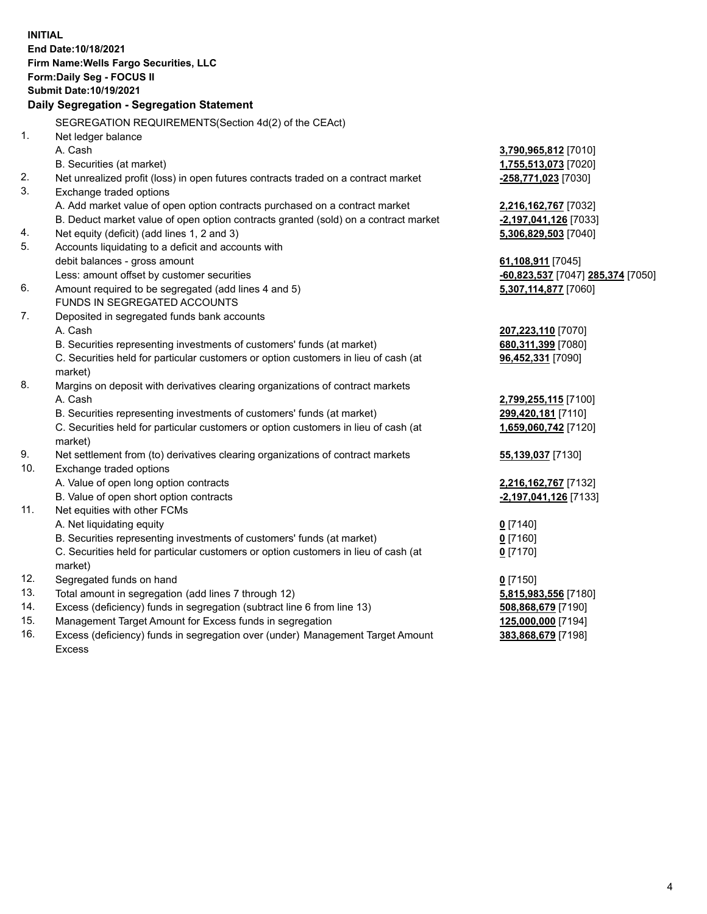**INITIAL**
**End Date:10/18/2021**
**Firm Name:Wells Fargo Securities, LLC**
**Form:Daily Seg - FOCUS II**
**Submit Date:10/19/2021**

## Daily Segregation - Segregation Statement

SEGREGATION REQUIREMENTS(Section 4d(2) of the CEAct)

| | | |
|---|---|---|
| 1. | Net ledger balance | |
| | A. Cash | **3,790,965,812** [7010] |
| | B. Securities (at market) | **1,755,513,073** [7020] |
| 2. | Net unrealized profit (loss) in open futures contracts traded on a contract market | **-258,771,023** [7030] |
| 3. | Exchange traded options | |
| | A. Add market value of open option contracts purchased on a contract market | **2,216,162,767** [7032] |
| | B. Deduct market value of open option contracts granted (sold) on a contract market | **-2,197,041,126** [7033] |
| 4. | Net equity (deficit) (add lines 1, 2 and 3) | **5,306,829,503** [7040] |
| 5. | Accounts liquidating to a deficit and accounts with debit balances - gross amount | **61,108,911** [7045] |
| | Less: amount offset by customer securities | **-60,823,537** [7047] **285,374** [7050] |
| 6. | Amount required to be segregated (add lines 4 and 5) | **5,307,114,877** [7060] |
| | FUNDS IN SEGREGATED ACCOUNTS | |
| 7. | Deposited in segregated funds bank accounts | |
| | A. Cash | **207,223,110** [7070] |
| | B. Securities representing investments of customers' funds (at market) | **680,311,399** [7080] |
| | C. Securities held for particular customers or option customers in lieu of cash (at market) | **96,452,331** [7090] |
| 8. | Margins on deposit with derivatives clearing organizations of contract markets | |
| | A. Cash | **2,799,255,115** [7100] |
| | B. Securities representing investments of customers' funds (at market) | **299,420,181** [7110] |
| | C. Securities held for particular customers or option customers in lieu of cash (at market) | **1,659,060,742** [7120] |
| 9. | Net settlement from (to) derivatives clearing organizations of contract markets | **55,139,037** [7130] |
| 10. | Exchange traded options | |
| | A. Value of open long option contracts | **2,216,162,767** [7132] |
| | B. Value of open short option contracts | **-2,197,041,126** [7133] |
| 11. | Net equities with other FCMs | |
| | A. Net liquidating equity | **0** [7140] |
| | B. Securities representing investments of customers' funds (at market) | **0** [7160] |
| | C. Securities held for particular customers or option customers in lieu of cash (at market) | **0** [7170] |
| 12. | Segregated funds on hand | **0** [7150] |
| 13. | Total amount in segregation (add lines 7 through 12) | **5,815,983,556** [7180] |
| 14. | Excess (deficiency) funds in segregation (subtract line 6 from line 13) | **508,868,679** [7190] |
| 15. | Management Target Amount for Excess funds in segregation | **125,000,000** [7194] |
| 16. | Excess (deficiency) funds in segregation over (under) Management Target Amount Excess | **383,868,679** [7198] |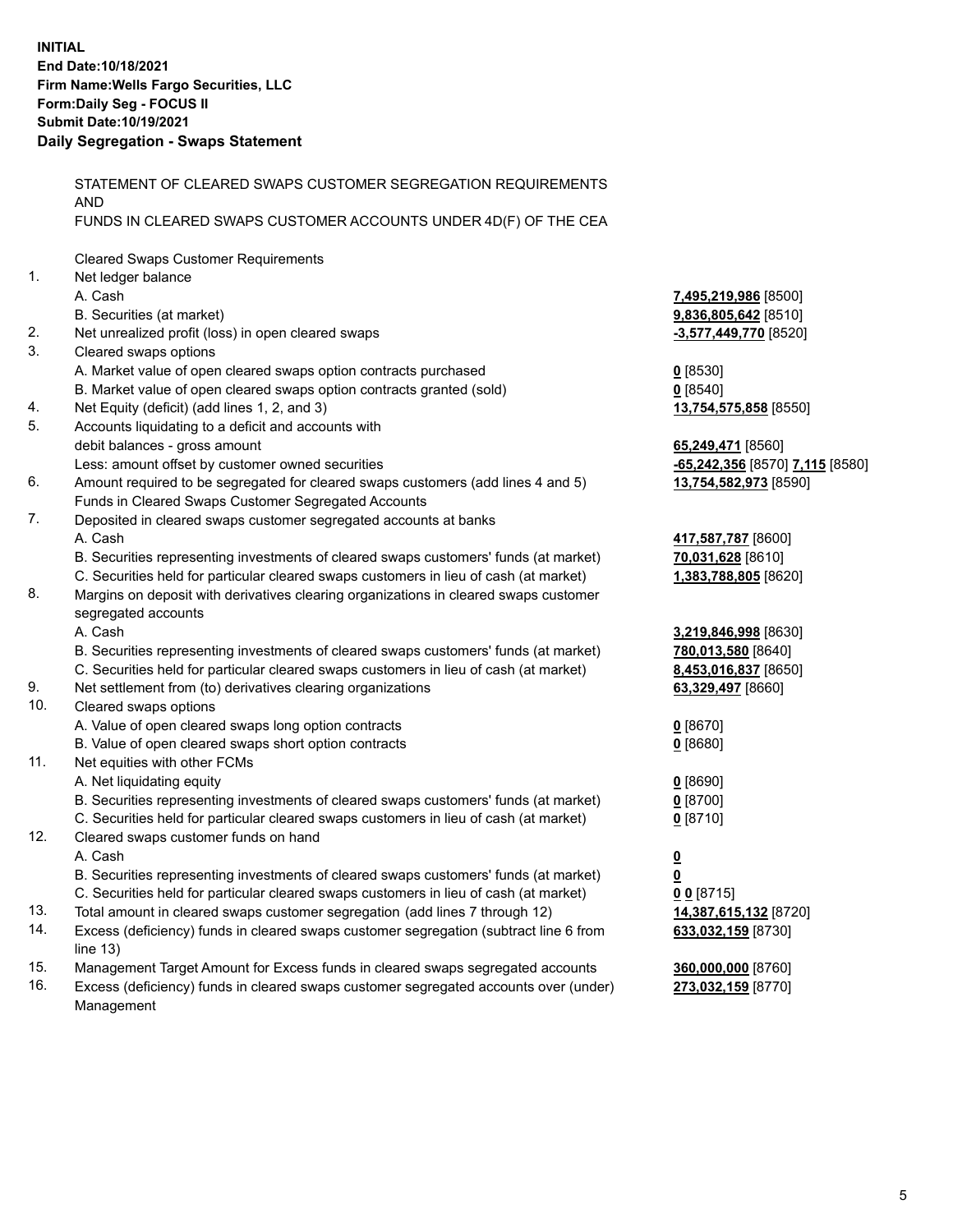**INITIAL**
**End Date:10/18/2021**
**Firm Name:Wells Fargo Securities, LLC**
**Form:Daily Seg - FOCUS II**
**Submit Date:10/19/2021**
**Daily Segregation - Swaps Statement**

STATEMENT OF CLEARED SWAPS CUSTOMER SEGREGATION REQUIREMENTS AND FUNDS IN CLEARED SWAPS CUSTOMER ACCOUNTS UNDER 4D(F) OF THE CEA

| | | |
|---|---|---|
| | Cleared Swaps Customer Requirements | |
| 1. | Net ledger balance | |
| | A. Cash | **7,495,219,986** [8500] |
| | B. Securities (at market) | **9,836,805,642** [8510] |
| 2. | Net unrealized profit (loss) in open cleared swaps | **-3,577,449,770** [8520] |
| 3. | Cleared swaps options | |
| | A. Market value of open cleared swaps option contracts purchased | **0** [8530] |
| | B. Market value of open cleared swaps option contracts granted (sold) | **0** [8540] |
| 4. | Net Equity (deficit) (add lines 1, 2, and 3) | **13,754,575,858** [8550] |
| 5. | Accounts liquidating to a deficit and accounts with | |
| | debit balances - gross amount | **65,249,471** [8560] |
| | Less: amount offset by customer owned securities | **-65,242,356** [8570] **7,115** [8580] |
| 6. | Amount required to be segregated for cleared swaps customers (add lines 4 and 5) | **13,754,582,973** [8590] |
| | Funds in Cleared Swaps Customer Segregated Accounts | |
| 7. | Deposited in cleared swaps customer segregated accounts at banks | |
| | A. Cash | **417,587,787** [8600] |
| | B. Securities representing investments of cleared swaps customers' funds (at market) | **70,031,628** [8610] |
| | C. Securities held for particular cleared swaps customers in lieu of cash (at market) | **1,383,788,805** [8620] |
| 8. | Margins on deposit with derivatives clearing organizations in cleared swaps customer segregated accounts | |
| | A. Cash | **3,219,846,998** [8630] |
| | B. Securities representing investments of cleared swaps customers' funds (at market) | **780,013,580** [8640] |
| | C. Securities held for particular cleared swaps customers in lieu of cash (at market) | **8,453,016,837** [8650] |
| 9. | Net settlement from (to) derivatives clearing organizations | **63,329,497** [8660] |
| 10. | Cleared swaps options | |
| | A. Value of open cleared swaps long option contracts | **0** [8670] |
| | B. Value of open cleared swaps short option contracts | **0** [8680] |
| 11. | Net equities with other FCMs | |
| | A. Net liquidating equity | **0** [8690] |
| | B. Securities representing investments of cleared swaps customers' funds (at market) | **0** [8700] |
| | C. Securities held for particular cleared swaps customers in lieu of cash (at market) | **0** [8710] |
| 12. | Cleared swaps customer funds on hand | |
| | A. Cash | **0** |
| | B. Securities representing investments of cleared swaps customers' funds (at market) | **0** |
| | C. Securities held for particular cleared swaps customers in lieu of cash (at market) | **0** **0** [8715] |
| 13. | Total amount in cleared swaps customer segregation (add lines 7 through 12) | **14,387,615,132** [8720] |
| 14. | Excess (deficiency) funds in cleared swaps customer segregation (subtract line 6 from line 13) | **633,032,159** [8730] |
| 15. | Management Target Amount for Excess funds in cleared swaps segregated accounts | **360,000,000** [8760] |
| 16. | Excess (deficiency) funds in cleared swaps customer segregated accounts over (under) Management | **273,032,159** [8770] |